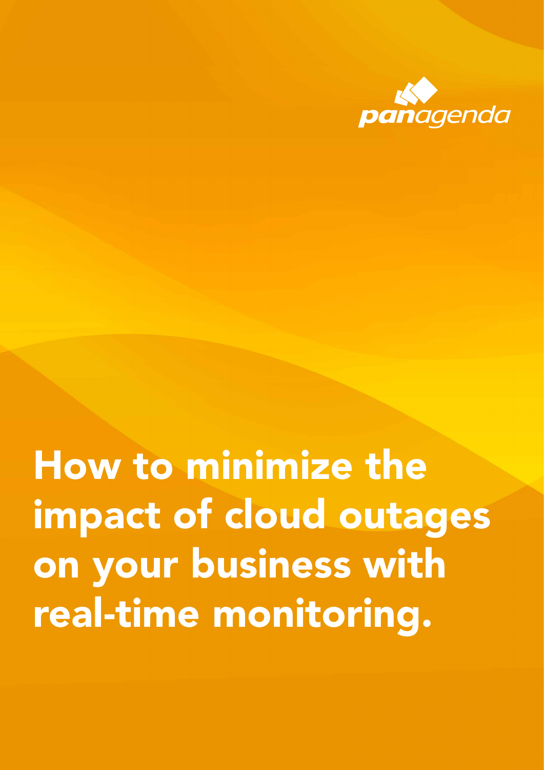panagenda

# How to minimize the impact of cloud outages on your business with real-time monitoring.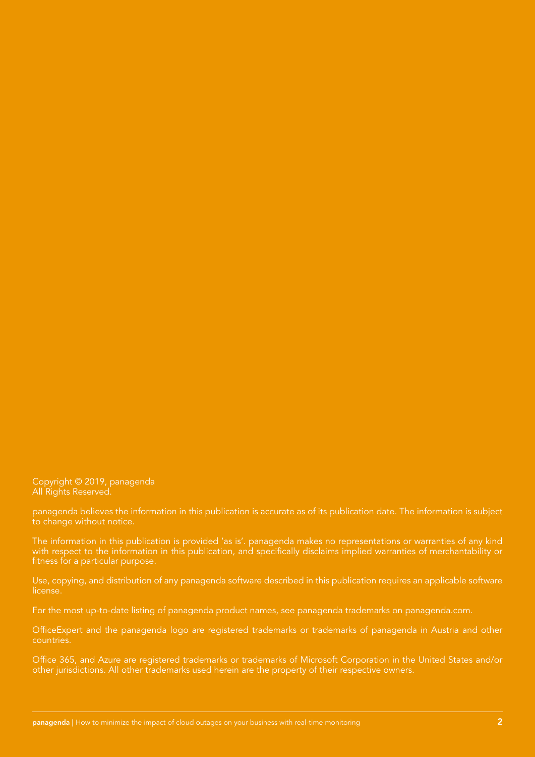Copyright © 2019, panagenda
All Rights Reserved.

panagenda believes the information in this publication is accurate as of its publication date. The information is subject to change without notice.

The information in this publication is provided 'as is'. panagenda makes no representations or warranties of any kind with respect to the information in this publication, and specifically disclaims implied warranties of merchantability or fitness for a particular purpose.

Use, copying, and distribution of any panagenda software described in this publication requires an applicable software license.

For the most up-to-date listing of panagenda product names, see panagenda trademarks on panagenda.com.

OfficeExpert and the panagenda logo are registered trademarks or trademarks of panagenda in Austria and other countries.

Office 365, and Azure are registered trademarks or trademarks of Microsoft Corporation in the United States and/or other jurisdictions. All other trademarks used herein are the property of their respective owners.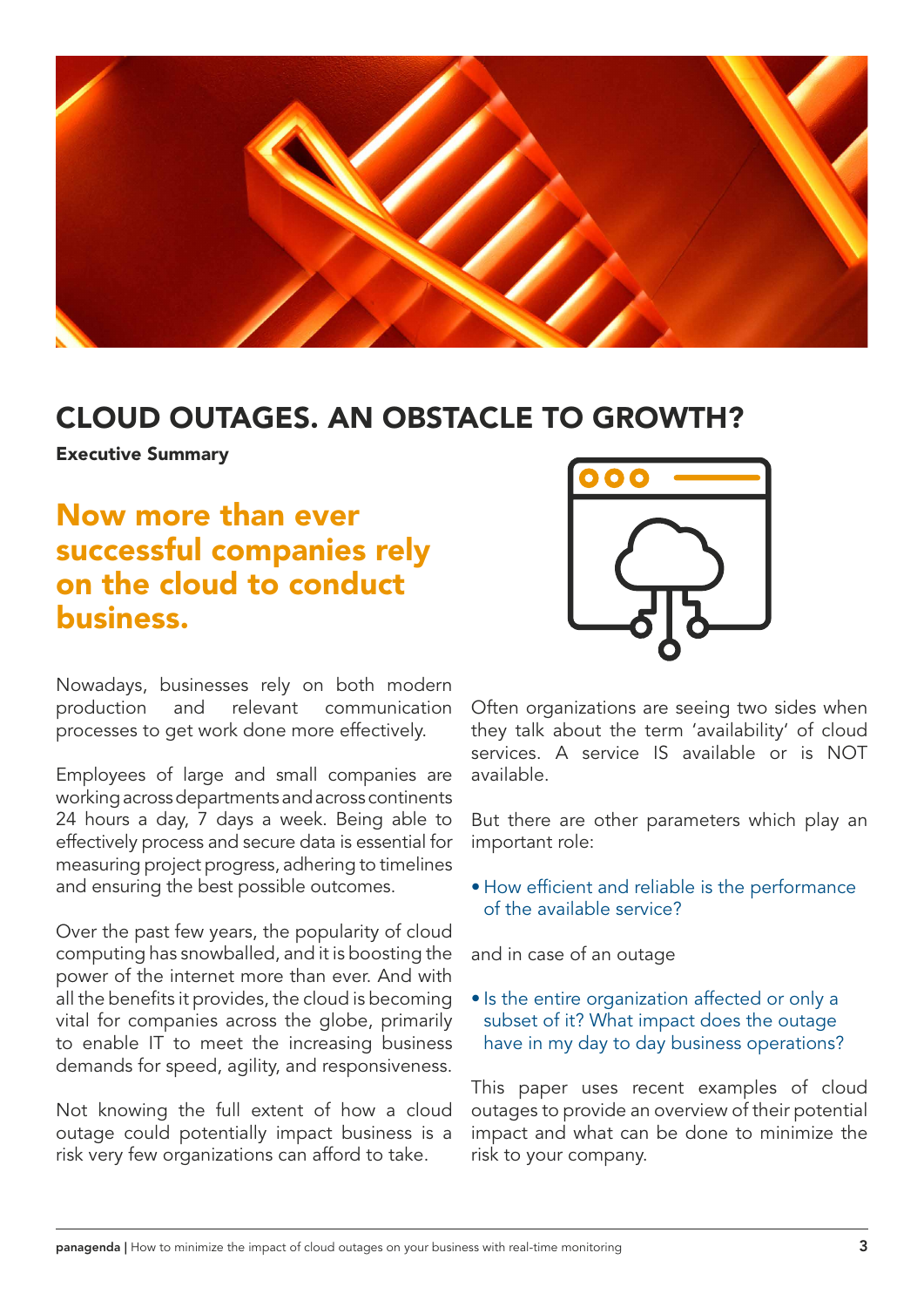# CLOUD OUTAGES. AN OBSTACLE TO GROWTH?

**Executive Summary**

## Now more than ever successful companies rely on the cloud to conduct business.

Nowadays, businesses rely on both modern production and relevant communication processes to get work done more effectively.

Employees of large and small companies are working across departments and across continents 24 hours a day, 7 days a week. Being able to effectively process and secure data is essential for measuring project progress, adhering to timelines and ensuring the best possible outcomes.

Over the past few years, the popularity of cloud computing has snowballed, and it is boosting the power of the internet more than ever. And with all the benefits it provides, the cloud is becoming vital for companies across the globe, primarily to enable IT to meet the increasing business demands for speed, agility, and responsiveness.

Not knowing the full extent of how a cloud outage could potentially impact business is a risk very few organizations can afford to take.

Often organizations are seeing two sides when they talk about the term 'availability' of cloud services. A service IS available or is NOT available.

But there are other parameters which play an important role:

- How efficient and reliable is the performance of the available service?

and in case of an outage

- Is the entire organization affected or only a subset of it? What impact does the outage have in my day to day business operations?

This paper uses recent examples of cloud outages to provide an overview of their potential impact and what can be done to minimize the risk to your company.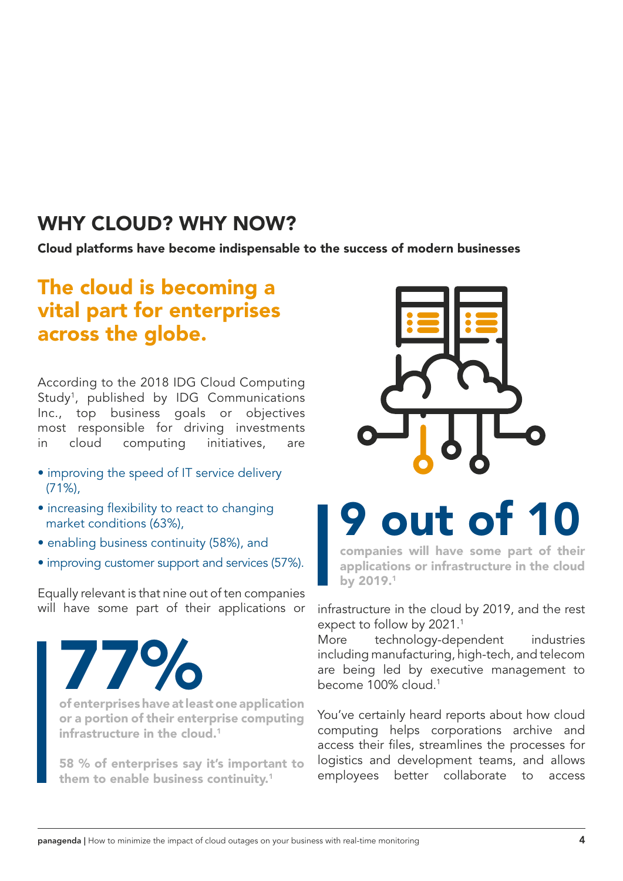## WHY CLOUD? WHY NOW?

**Cloud platforms have become indispensable to the success of modern businesses**

### The cloud is becoming a vital part for enterprises across the globe.

According to the 2018 IDG Cloud Computing Study[1], published by IDG Communications Inc., top business goals or objectives most responsible for driving investments in cloud computing initiatives, are

- improving the speed of IT service delivery (71%),
- increasing flexibility to react to changing market conditions (63%),
- enabling business continuity (58%), and
- improving customer support and services (57%).

Equally relevant is that nine out of ten companies will have some part of their applications or infrastructure in the cloud by 2019, and the rest expect to follow by 2021.[1]

More technology-dependent industries including manufacturing, high-tech, and telecom are being led by executive management to become 100% cloud.[1]

You've certainly heard reports about how cloud computing helps corporations archive and access their files, streamlines the processes for logistics and development teams, and allows employees better collaborate to access

**77%**

**of enterprises have at least one application or a portion of their enterprise computing infrastructure in the cloud.[1]**

**58 % of enterprises say it's important to them to enable business continuity.[1]**

**9 out of 10**

**companies will have some part of their applications or infrastructure in the cloud by 2019.[1]**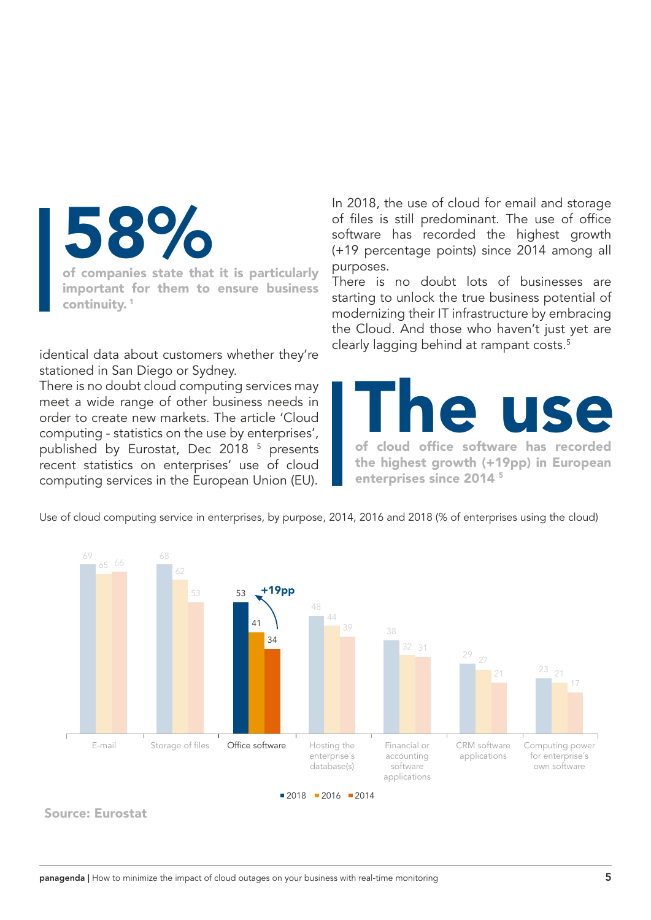**58%**

**of companies state that it is particularly important for them to ensure business continuity.** [1]

identical data about customers whether they're stationed in San Diego or Sydney.

There is no doubt cloud computing services may meet a wide range of other business needs in order to create new markets. The article 'Cloud computing - statistics on the use by enterprises', published by Eurostat, Dec 2018 [5] presents recent statistics on enterprises' use of cloud computing services in the European Union (EU).

In 2018, the use of cloud for email and storage of files is still predominant. The use of office software has recorded the highest growth (+19 percentage points) since 2014 among all purposes.

There is no doubt lots of businesses are starting to unlock the true business potential of modernizing their IT infrastructure by embracing the Cloud. And those who haven't just yet are clearly lagging behind at rampant costs.[5]

**The use**

**of cloud office software has recorded the highest growth (+19pp) in European enterprises since 2014** [5]

Use of cloud computing service in enterprises, by purpose, 2014, 2016 and 2018 (% of enterprises using the cloud)

| Purpose | 2018 | 2016 | 2014 |
|---|---|---|---|
| E-mail | 69 | 65 | 66 |
| Storage of files | 68 | 62 | 53 |
| Office software (+19pp) | 53 | 41 | 34 |
| Hosting the enterprise's database(s) | 48 | 44 | 39 |
| Financial or accounting software applications | 38 | 32 | 31 |
| CRM software applications | 29 | 27 | 21 |
| Computing power for enterprise's own software | 23 | 21 | 17 |

**Source: Eurostat**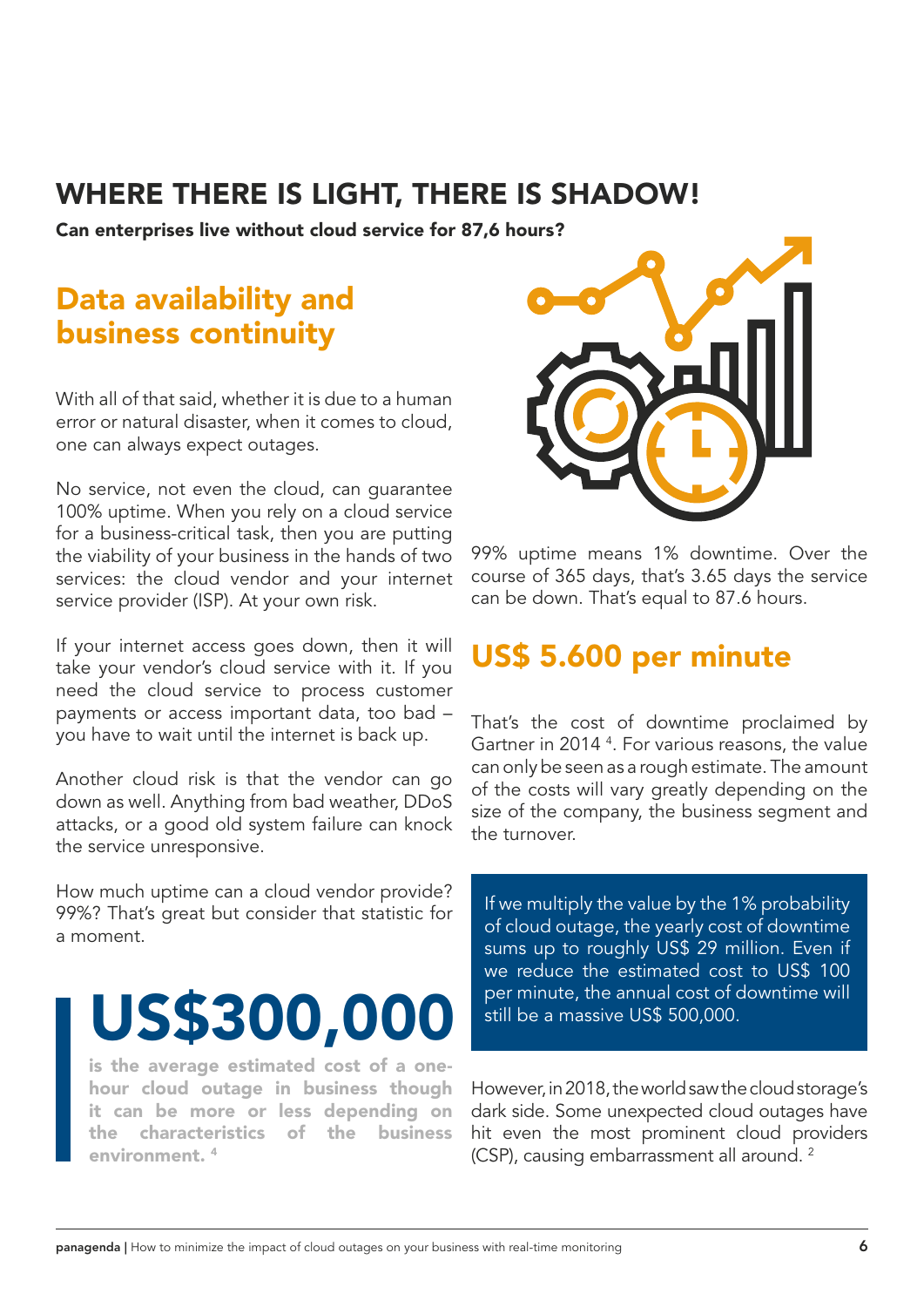# WHERE THERE IS LIGHT, THERE IS SHADOW!

**Can enterprises live without cloud service for 87,6 hours?**

## Data availability and business continuity

With all of that said, whether it is due to a human error or natural disaster, when it comes to cloud, one can always expect outages.

No service, not even the cloud, can guarantee 100% uptime. When you rely on a cloud service for a business-critical task, then you are putting the viability of your business in the hands of two services: the cloud vendor and your internet service provider (ISP). At your own risk.

If your internet access goes down, then it will take your vendor's cloud service with it. If you need the cloud service to process customer payments or access important data, too bad – you have to wait until the internet is back up.

Another cloud risk is that the vendor can go down as well. Anything from bad weather, DDoS attacks, or a good old system failure can knock the service unresponsive.

How much uptime can a cloud vendor provide? 99%? That's great but consider that statistic for a moment.

> **US$300,000**
>
> **is the average estimated cost of a one-hour cloud outage in business though it can be more or less depending on the characteristics of the business environment.** [4]

99% uptime means 1% downtime. Over the course of 365 days, that's 3.65 days the service can be down. That's equal to 87.6 hours.

## US$ 5.600 per minute

That's the cost of downtime proclaimed by Gartner in 2014 [4]. For various reasons, the value can only be seen as a rough estimate. The amount of the costs will vary greatly depending on the size of the company, the business segment and the turnover.

> If we multiply the value by the 1% probability of cloud outage, the yearly cost of downtime sums up to roughly US$ 29 million. Even if we reduce the estimated cost to US$ 100 per minute, the annual cost of downtime will still be a massive US$ 500,000.

However, in 2018, the world saw the cloud storage's dark side. Some unexpected cloud outages have hit even the most prominent cloud providers (CSP), causing embarrassment all around. [2]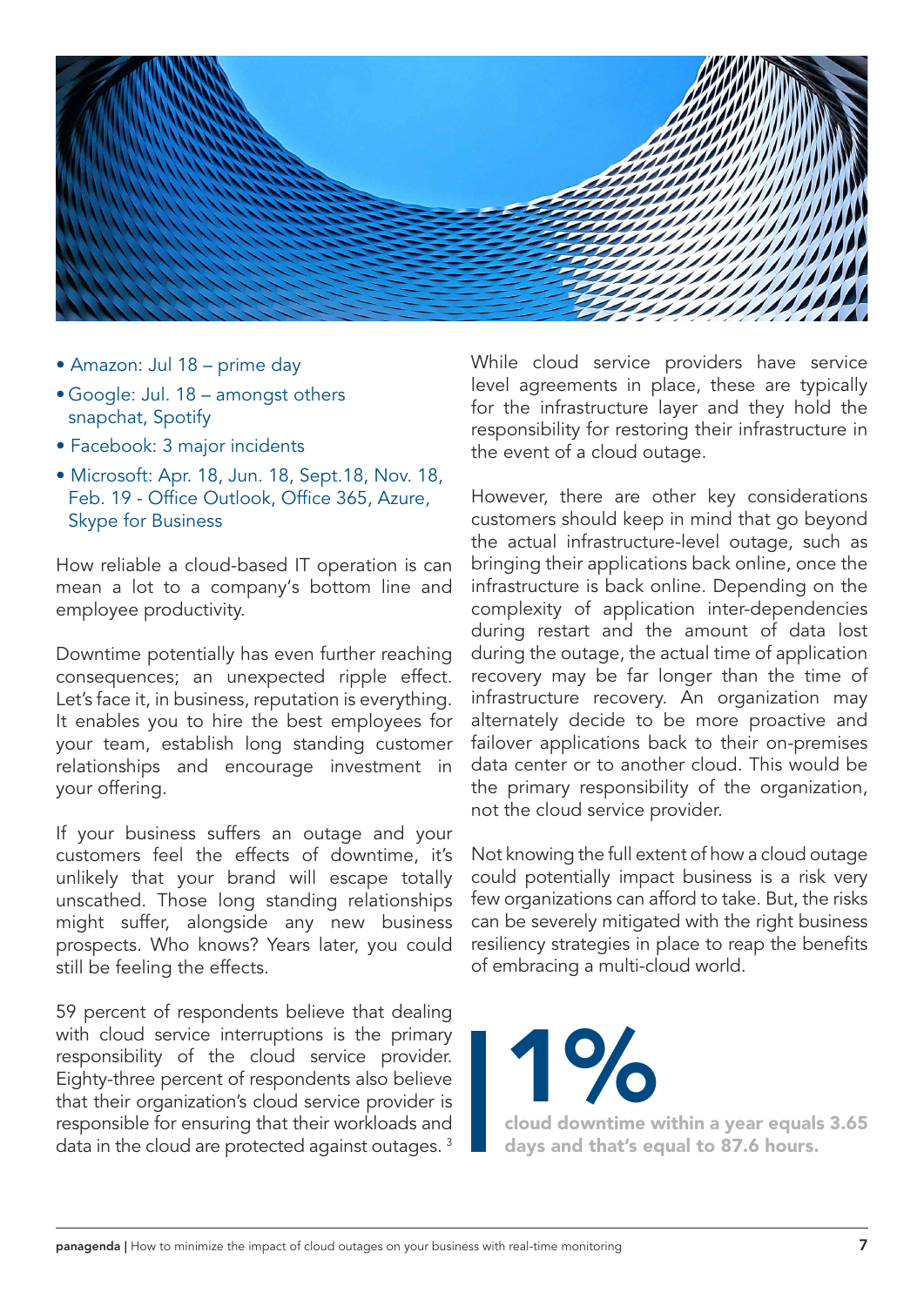- Amazon: Jul 18 – prime day
- Google: Jul. 18 – amongst others snapchat, Spotify
- Facebook: 3 major incidents
- Microsoft: Apr. 18, Jun. 18, Sept.18, Nov. 18, Feb. 19 - Office Outlook, Office 365, Azure, Skype for Business

How reliable a cloud-based IT operation is can mean a lot to a company's bottom line and employee productivity.

Downtime potentially has even further reaching consequences; an unexpected ripple effect. Let's face it, in business, reputation is everything. It enables you to hire the best employees for your team, establish long standing customer relationships and encourage investment in your offering.

If your business suffers an outage and your customers feel the effects of downtime, it's unlikely that your brand will escape totally unscathed. Those long standing relationships might suffer, alongside any new business prospects. Who knows? Years later, you could still be feeling the effects.

59 percent of respondents believe that dealing with cloud service interruptions is the primary responsibility of the cloud service provider. Eighty-three percent of respondents also believe that their organization's cloud service provider is responsible for ensuring that their workloads and data in the cloud are protected against outages. [3]

While cloud service providers have service level agreements in place, these are typically for the infrastructure layer and they hold the responsibility for restoring their infrastructure in the event of a cloud outage.

However, there are other key considerations customers should keep in mind that go beyond the actual infrastructure-level outage, such as bringing their applications back online, once the infrastructure is back online. Depending on the complexity of application inter-dependencies during restart and the amount of data lost during the outage, the actual time of application recovery may be far longer than the time of infrastructure recovery. An organization may alternately decide to be more proactive and failover applications back to their on-premises data center or to another cloud. This would be the primary responsibility of the organization, not the cloud service provider.

Not knowing the full extent of how a cloud outage could potentially impact business is a risk very few organizations can afford to take. But, the risks can be severely mitigated with the right business resiliency strategies in place to reap the benefits of embracing a multi-cloud world.

**1%**

**cloud downtime within a year equals 3.65 days and that's equal to 87.6 hours.**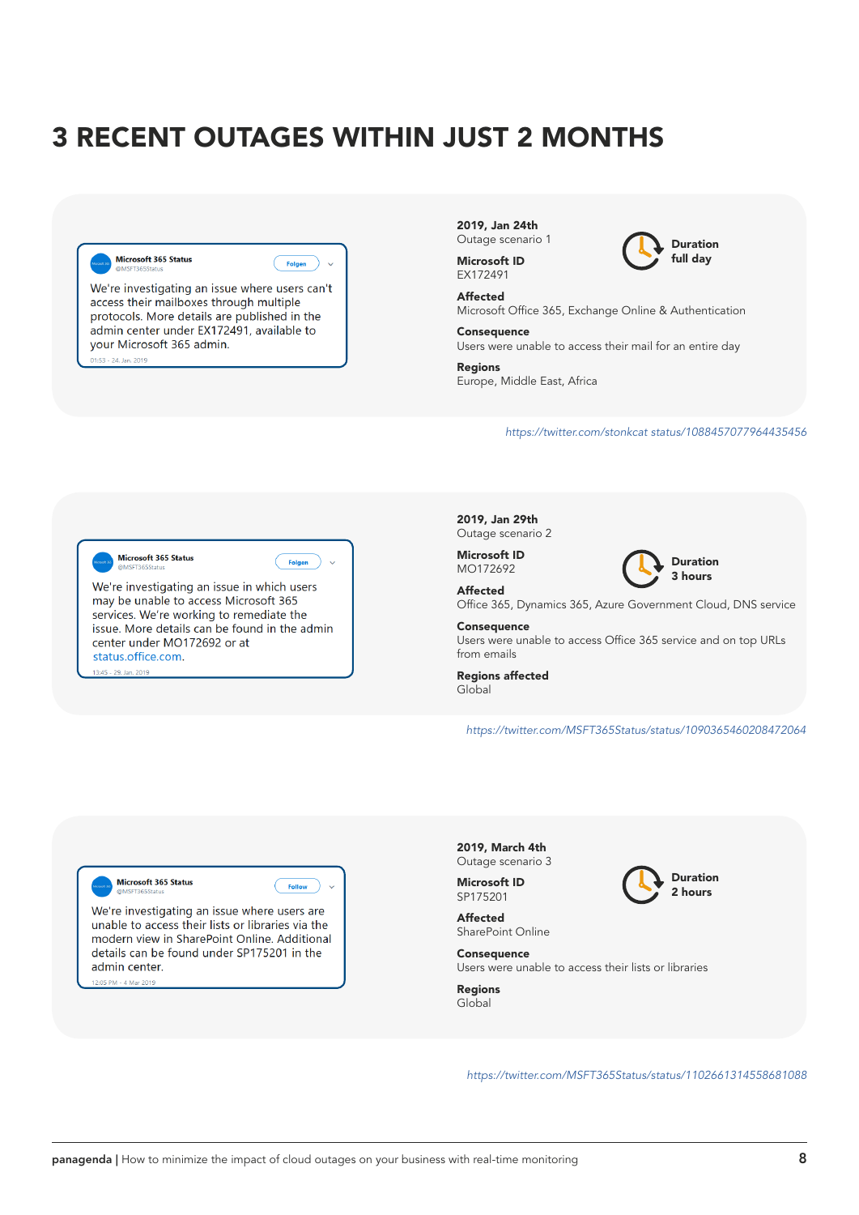# 3 RECENT OUTAGES WITHIN JUST 2 MONTHS

**Microsoft 365 Status**
@MSFT365Status

We're investigating an issue where users can't access their mailboxes through multiple protocols. More details are published in the admin center under EX172491, available to your Microsoft 365 admin.

01:53 - 24. Jan. 2019

**2019, Jan 24th**
Outage scenario 1

**Duration**
**full day**

**Microsoft ID**
EX172491

**Affected**
Microsoft Office 365, Exchange Online & Authentication

**Consequence**
Users were unable to access their mail for an entire day

**Regions**
Europe, Middle East, Africa

*https://twitter.com/stonkcat status/1088457077964435456*

**Microsoft 365 Status**
@MSFT365Status

We're investigating an issue in which users may be unable to access Microsoft 365 services. We're working to remediate the issue. More details can be found in the admin center under MO172692 or at status.office.com.

13:45 - 29. Jan. 2019

**2019, Jan 29th**
Outage scenario 2

**Duration**
**3 hours**

**Microsoft ID**
MO172692

**Affected**
Office 365, Dynamics 365, Azure Government Cloud, DNS service

**Consequence**
Users were unable to access Office 365 service and on top URLs from emails

**Regions affected**
Global

*https://twitter.com/MSFT365Status/status/1090365460208472064*

**Microsoft 365 Status**
@MSFT365Status

We're investigating an issue where users are unable to access their lists or libraries via the modern view in SharePoint Online. Additional details can be found under SP175201 in the admin center.

12:05 PM - 4 Mar 2019

**2019, March 4th**
Outage scenario 3

**Duration**
**2 hours**

**Microsoft ID**
SP175201

**Affected**
SharePoint Online

**Consequence**
Users were unable to access their lists or libraries

**Regions**
Global

*https://twitter.com/MSFT365Status/status/1102661314558681088*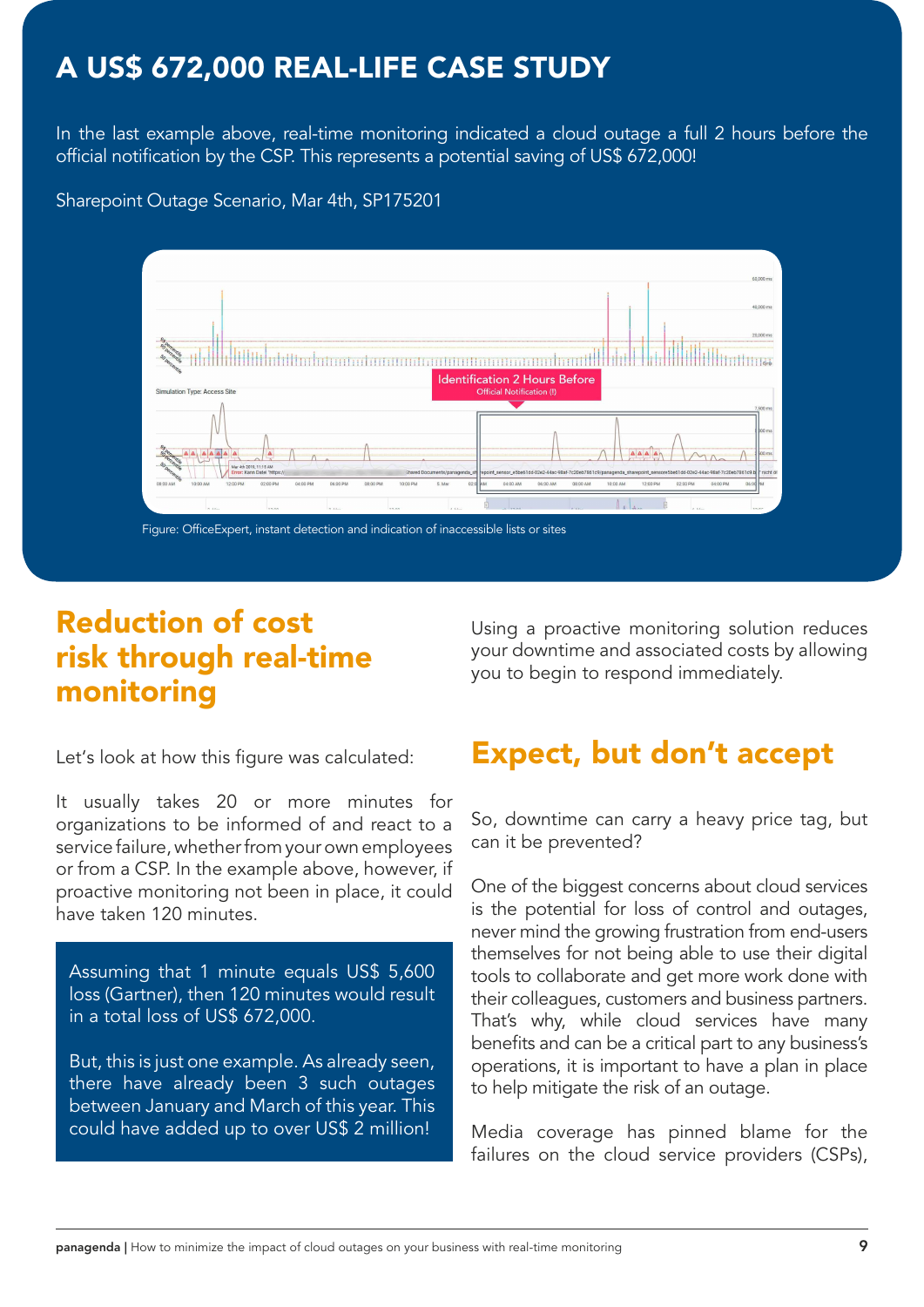## A US$ 672,000 REAL-LIFE CASE STUDY

In the last example above, real-time monitoring indicated a cloud outage a full 2 hours before the official notification by the CSP. This represents a potential saving of US$ 672,000!

Sharepoint Outage Scenario, Mar 4th, SP175201

Figure: OfficeExpert, instant detection and indication of inaccessible lists or sites

## Reduction of cost risk through real-time monitoring

Let's look at how this figure was calculated:

It usually takes 20 or more minutes for organizations to be informed of and react to a service failure, whether from your own employees or from a CSP. In the example above, however, if proactive monitoring not been in place, it could have taken 120 minutes.

Assuming that 1 minute equals US$ 5,600 loss (Gartner), then 120 minutes would result in a total loss of US$ 672,000.

But, this is just one example. As already seen, there have already been 3 such outages between January and March of this year. This could have added up to over US$ 2 million!

Using a proactive monitoring solution reduces your downtime and associated costs by allowing you to begin to respond immediately.

## Expect, but don't accept

So, downtime can carry a heavy price tag, but can it be prevented?

One of the biggest concerns about cloud services is the potential for loss of control and outages, never mind the growing frustration from end-users themselves for not being able to use their digital tools to collaborate and get more work done with their colleagues, customers and business partners. That's why, while cloud services have many benefits and can be a critical part to any business's operations, it is important to have a plan in place to help mitigate the risk of an outage.

Media coverage has pinned blame for the failures on the cloud service providers (CSPs),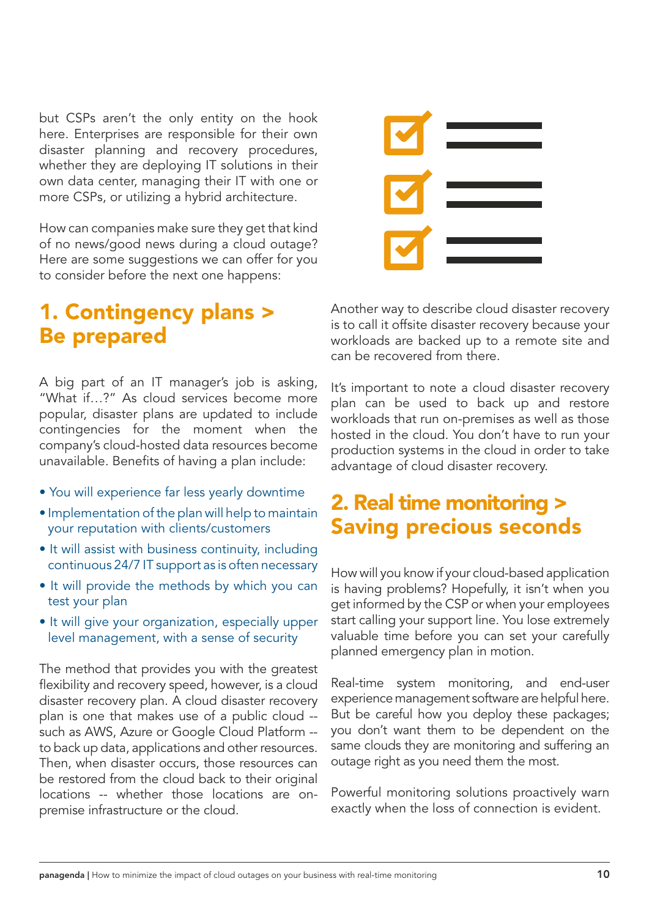but CSPs aren't the only entity on the hook here. Enterprises are responsible for their own disaster planning and recovery procedures, whether they are deploying IT solutions in their own data center, managing their IT with one or more CSPs, or utilizing a hybrid architecture.

How can companies make sure they get that kind of no news/good news during a cloud outage? Here are some suggestions we can offer for you to consider before the next one happens:

## 1. Contingency plans > Be prepared

A big part of an IT manager's job is asking, "What if…?" As cloud services become more popular, disaster plans are updated to include contingencies for the moment when the company's cloud-hosted data resources become unavailable. Benefits of having a plan include:

- You will experience far less yearly downtime
- Implementation of the plan will help to maintain your reputation with clients/customers
- It will assist with business continuity, including continuous 24/7 IT support as is often necessary
- It will provide the methods by which you can test your plan
- It will give your organization, especially upper level management, with a sense of security

The method that provides you with the greatest flexibility and recovery speed, however, is a cloud disaster recovery plan. A cloud disaster recovery plan is one that makes use of a public cloud -- such as AWS, Azure or Google Cloud Platform -- to back up data, applications and other resources. Then, when disaster occurs, those resources can be restored from the cloud back to their original locations -- whether those locations are on-premise infrastructure or the cloud.

Another way to describe cloud disaster recovery is to call it offsite disaster recovery because your workloads are backed up to a remote site and can be recovered from there.

It's important to note a cloud disaster recovery plan can be used to back up and restore workloads that run on-premises as well as those hosted in the cloud. You don't have to run your production systems in the cloud in order to take advantage of cloud disaster recovery.

## 2. Real time monitoring > Saving precious seconds

How will you know if your cloud-based application is having problems? Hopefully, it isn't when you get informed by the CSP or when your employees start calling your support line. You lose extremely valuable time before you can set your carefully planned emergency plan in motion.

Real-time system monitoring, and end-user experience management software are helpful here. But be careful how you deploy these packages; you don't want them to be dependent on the same clouds they are monitoring and suffering an outage right as you need them the most.

Powerful monitoring solutions proactively warn exactly when the loss of connection is evident.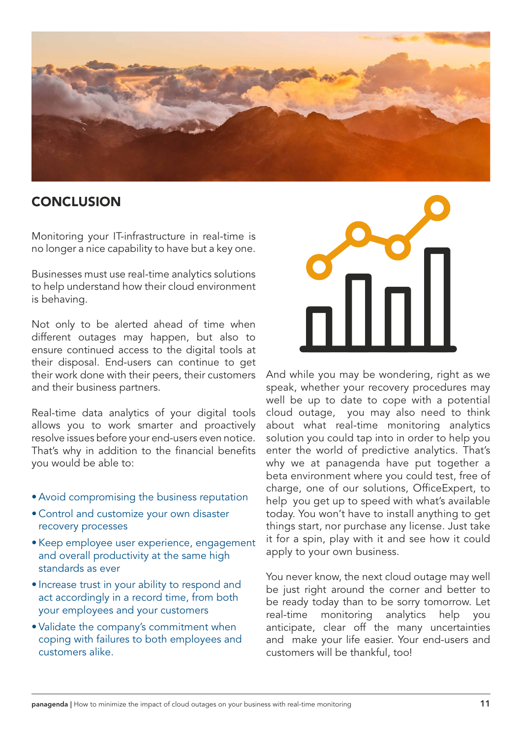## CONCLUSION

Monitoring your IT-infrastructure in real-time is no longer a nice capability to have but a key one.

Businesses must use real-time analytics solutions to help understand how their cloud environment is behaving.

Not only to be alerted ahead of time when different outages may happen, but also to ensure continued access to the digital tools at their disposal. End-users can continue to get their work done with their peers, their customers and their business partners.

Real-time data analytics of your digital tools allows you to work smarter and proactively resolve issues before your end-users even notice. That's why in addition to the financial benefits you would be able to:

- Avoid compromising the business reputation
- Control and customize your own disaster recovery processes
- Keep employee user experience, engagement and overall productivity at the same high standards as ever
- Increase trust in your ability to respond and act accordingly in a record time, from both your employees and your customers
- Validate the company's commitment when coping with failures to both employees and customers alike.

And while you may be wondering, right as we speak, whether your recovery procedures may well be up to date to cope with a potential cloud outage, you may also need to think about what real-time monitoring analytics solution you could tap into in order to help you enter the world of predictive analytics. That's why we at panagenda have put together a beta environment where you could test, free of charge, one of our solutions, OfficeExpert, to help you get up to speed with what's available today. You won't have to install anything to get things start, nor purchase any license. Just take it for a spin, play with it and see how it could apply to your own business.

You never know, the next cloud outage may well be just right around the corner and better to be ready today than to be sorry tomorrow. Let real-time monitoring analytics help you anticipate, clear off the many uncertainties and make your life easier. Your end-users and customers will be thankful, too!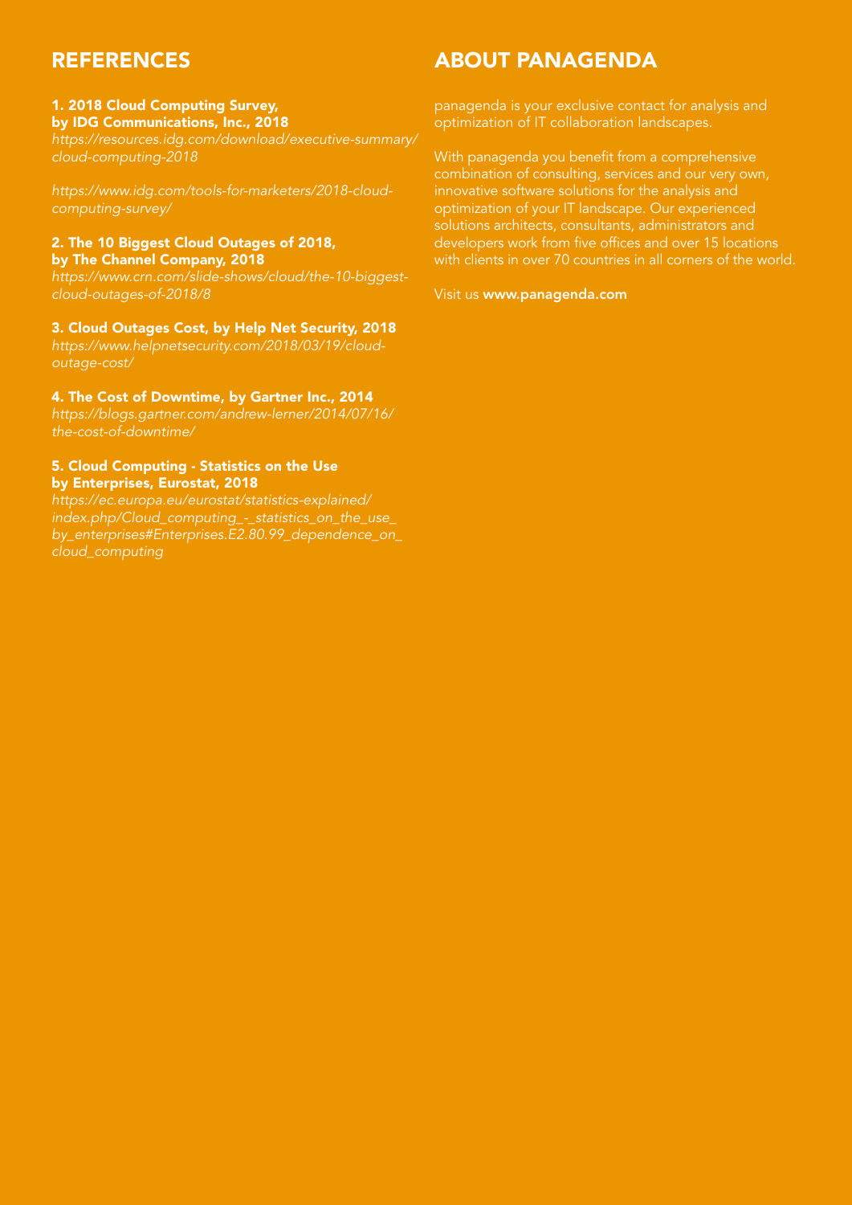## REFERENCES

**1. 2018 Cloud Computing Survey, by IDG Communications, Inc., 2018**
*https://resources.idg.com/download/executive-summary/cloud-computing-2018*

*https://www.idg.com/tools-for-marketers/2018-cloud-computing-survey/*

**2. The 10 Biggest Cloud Outages of 2018, by The Channel Company, 2018**
*https://www.crn.com/slide-shows/cloud/the-10-biggest-cloud-outages-of-2018/8*

**3. Cloud Outages Cost, by Help Net Security, 2018**
*https://www.helpnetsecurity.com/2018/03/19/cloud-outage-cost/*

**4. The Cost of Downtime, by Gartner Inc., 2014**
*https://blogs.gartner.com/andrew-lerner/2014/07/16/the-cost-of-downtime/*

**5. Cloud Computing - Statistics on the Use by Enterprises, Eurostat, 2018**
*https://ec.europa.eu/eurostat/statistics-explained/index.php/Cloud_computing_-_statistics_on_the_use_by_enterprises#Enterprises.E2.80.99_dependence_on_cloud_computing*

## ABOUT PANAGENDA

panagenda is your exclusive contact for analysis and optimization of IT collaboration landscapes.

With panagenda you benefit from a comprehensive combination of consulting, services and our very own, innovative software solutions for the analysis and optimization of your IT landscape. Our experienced solutions architects, consultants, administrators and developers work from five offices and over 15 locations with clients in over 70 countries in all corners of the world.

Visit us **www.panagenda.com**